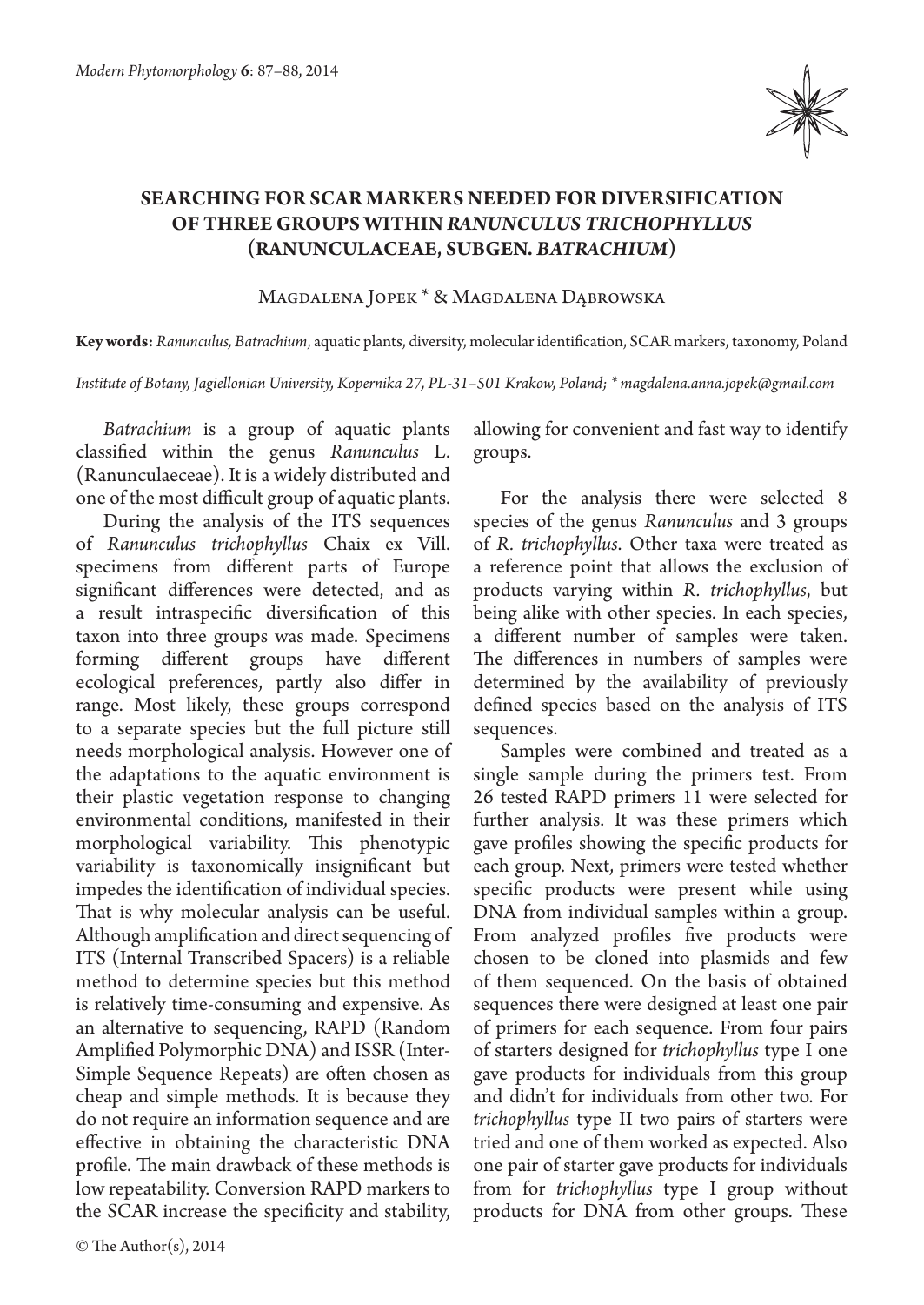# SEARCHING FOR SCAR MARKERS NEEDED FOR DIVERSIFICATION OF THREE GROUPS WITHIN *RANUNCULUS TRICHOPHYLLUS* (RANUNCULACEAE, SUBGEN. *BATRACHIUM*)

Magdalena Jopek * & Magdalena Dąbrowska

**Key words:** *Ranunculus, Batrachium*, aquatic plants, diversity, molecular identification, SCAR markers, taxonomy, Poland

*Institute of Botany, Jagiellonian University, Kopernika 27, PL-31–501 Krakow, Poland; * magdalena.anna.jopek@gmail.com*

*Batrachium* is a group of aquatic plants classified within the genus *Ranunculus* L. (Ranunculaeceae). It is a widely distributed and one of the most difficult group of aquatic plants.

During the analysis of the ITS sequences of *Ranunculus trichophyllus* Chaix ex Vill. specimens from different parts of Europe significant differences were detected, and as a result intraspecific diversification of this taxon into three groups was made. Specimens forming different groups have different ecological preferences, partly also differ in range. Most likely, these groups correspond to a separate species but the full picture still needs morphological analysis. However one of the adaptations to the aquatic environment is their plastic vegetation response to changing environmental conditions, manifested in their morphological variability. This phenotypic variability is taxonomically insignificant but impedes the identification of individual species. That is why molecular analysis can be useful. Although amplification and direct sequencing of ITS (Internal Transcribed Spacers) is a reliable method to determine species but this method is relatively time-consuming and expensive. As an alternative to sequencing, RAPD (Random Amplified Polymorphic DNA) and ISSR (Inter-Simple Sequence Repeats) are often chosen as cheap and simple methods. It is because they do not require an information sequence and are effective in obtaining the characteristic DNA profile. The main drawback of these methods is low repeatability. Conversion RAPD markers to the SCAR increase the specificity and stability, allowing for convenient and fast way to identify groups.

For the analysis there were selected 8 species of the genus *Ranunculus* and 3 groups of *R. trichophyllus*. Other taxa were treated as a reference point that allows the exclusion of products varying within *R. trichophyllus*, but being alike with other species. In each species, a different number of samples were taken. The differences in numbers of samples were determined by the availability of previously defined species based on the analysis of ITS sequences.

Samples were combined and treated as a single sample during the primers test. From 26 tested RAPD primers 11 were selected for further analysis. It was these primers which gave profiles showing the specific products for each group. Next, primers were tested whether specific products were present while using DNA from individual samples within a group. From analyzed profiles five products were chosen to be cloned into plasmids and few of them sequenced. On the basis of obtained sequences there were designed at least one pair of primers for each sequence. From four pairs of starters designed for *trichophyllus* type I one gave products for individuals from this group and didn't for individuals from other two. For *trichophyllus* type II two pairs of starters were tried and one of them worked as expected. Also one pair of starter gave products for individuals from for *trichophyllus* type I group without products for DNA from other groups. These

© The Author(s), 2014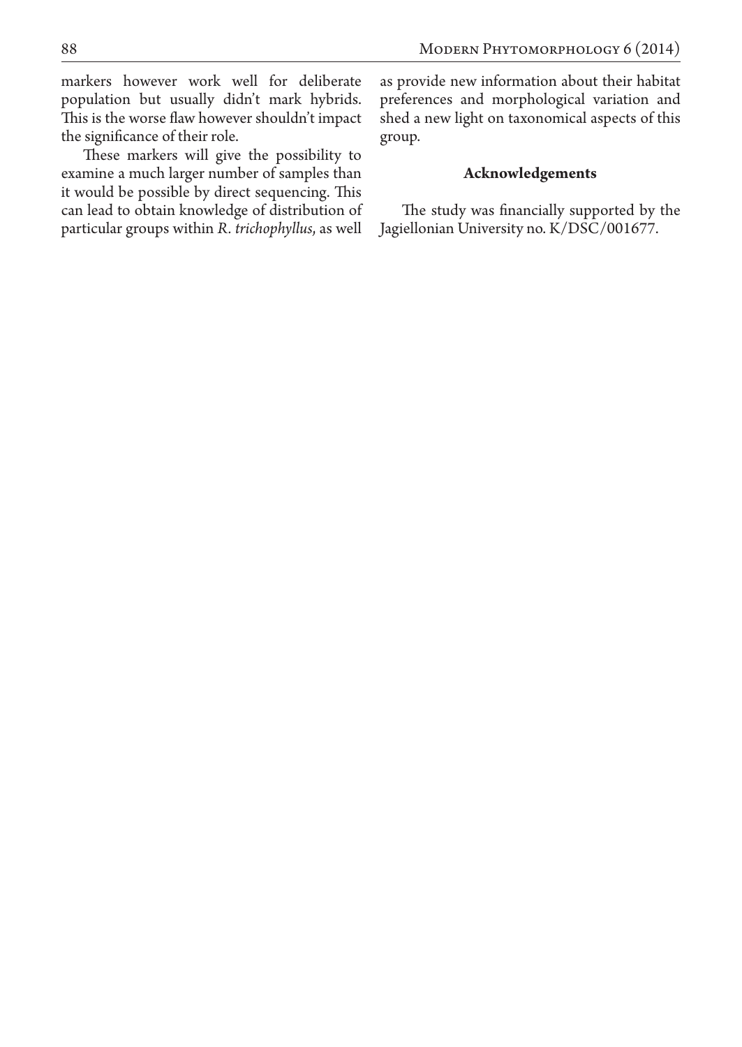markers however work well for deliberate population but usually didn't mark hybrids. This is the worse flaw however shouldn't impact the significance of their role.

These markers will give the possibility to examine a much larger number of samples than it would be possible by direct sequencing. This can lead to obtain knowledge of distribution of particular groups within *R. trichophyllus*, as well as provide new information about their habitat preferences and morphological variation and shed a new light on taxonomical aspects of this group.

## Acknowledgements

The study was financially supported by the Jagiellonian University no. K/DSC/001677.